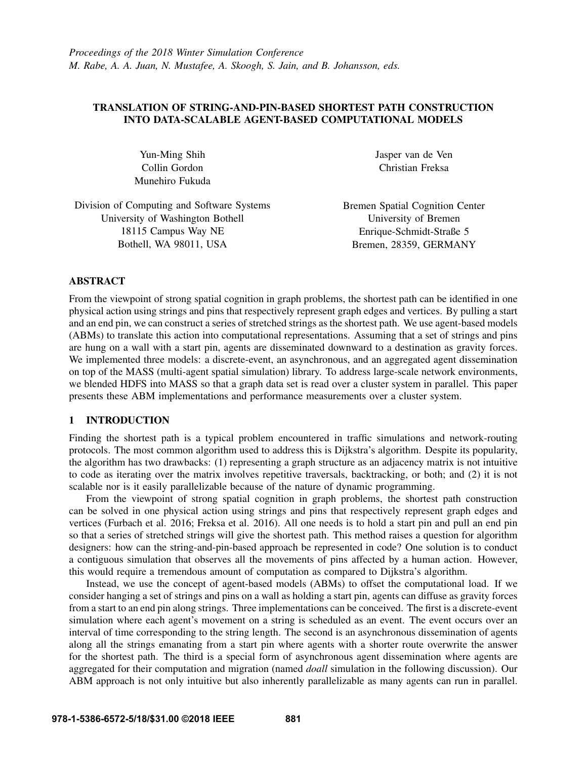*Proceedings of the 2018 Winter Simulation Conference*
*M. Rabe, A. A. Juan, N. Mustafee, A. Skoogh, S. Jain, and B. Johansson, eds.*

# TRANSLATION OF STRING-AND-PIN-BASED SHORTEST PATH CONSTRUCTION INTO DATA-SCALABLE AGENT-BASED COMPUTATIONAL MODELS

Yun-Ming Shih
Collin Gordon
Munehiro Fukuda

Division of Computing and Software Systems
University of Washington Bothell
18115 Campus Way NE
Bothell, WA 98011, USA

Jasper van de Ven
Christian Freksa

Bremen Spatial Cognition Center
University of Bremen
Enrique-Schmidt-Straße 5
Bremen, 28359, GERMANY

## ABSTRACT

From the viewpoint of strong spatial cognition in graph problems, the shortest path can be identified in one physical action using strings and pins that respectively represent graph edges and vertices. By pulling a start and an end pin, we can construct a series of stretched strings as the shortest path. We use agent-based models (ABMs) to translate this action into computational representations. Assuming that a set of strings and pins are hung on a wall with a start pin, agents are disseminated downward to a destination as gravity forces. We implemented three models: a discrete-event, an asynchronous, and an aggregated agent dissemination on top of the MASS (multi-agent spatial simulation) library. To address large-scale network environments, we blended HDFS into MASS so that a graph data set is read over a cluster system in parallel. This paper presents these ABM implementations and performance measurements over a cluster system.

## 1 INTRODUCTION

Finding the shortest path is a typical problem encountered in traffic simulations and network-routing protocols. The most common algorithm used to address this is Dijkstra's algorithm. Despite its popularity, the algorithm has two drawbacks: (1) representing a graph structure as an adjacency matrix is not intuitive to code as iterating over the matrix involves repetitive traversals, backtracking, or both; and (2) it is not scalable nor is it easily parallelizable because of the nature of dynamic programming.

From the viewpoint of strong spatial cognition in graph problems, the shortest path construction can be solved in one physical action using strings and pins that respectively represent graph edges and vertices (Furbach et al. 2016; Freksa et al. 2016). All one needs is to hold a start pin and pull an end pin so that a series of stretched strings will give the shortest path. This method raises a question for algorithm designers: how can the string-and-pin-based approach be represented in code? One solution is to conduct a contiguous simulation that observes all the movements of pins affected by a human action. However, this would require a tremendous amount of computation as compared to Dijkstra's algorithm.

Instead, we use the concept of agent-based models (ABMs) to offset the computational load. If we consider hanging a set of strings and pins on a wall as holding a start pin, agents can diffuse as gravity forces from a start to an end pin along strings. Three implementations can be conceived. The first is a discrete-event simulation where each agent's movement on a string is scheduled as an event. The event occurs over an interval of time corresponding to the string length. The second is an asynchronous dissemination of agents along all the strings emanating from a start pin where agents with a shorter route overwrite the answer for the shortest path. The third is a special form of asynchronous agent dissemination where agents are aggregated for their computation and migration (named *doall* simulation in the following discussion). Our ABM approach is not only intuitive but also inherently parallelizable as many agents can run in parallel.

**978-1-5386-6572-5/18/$31.00 ©2018 IEEE**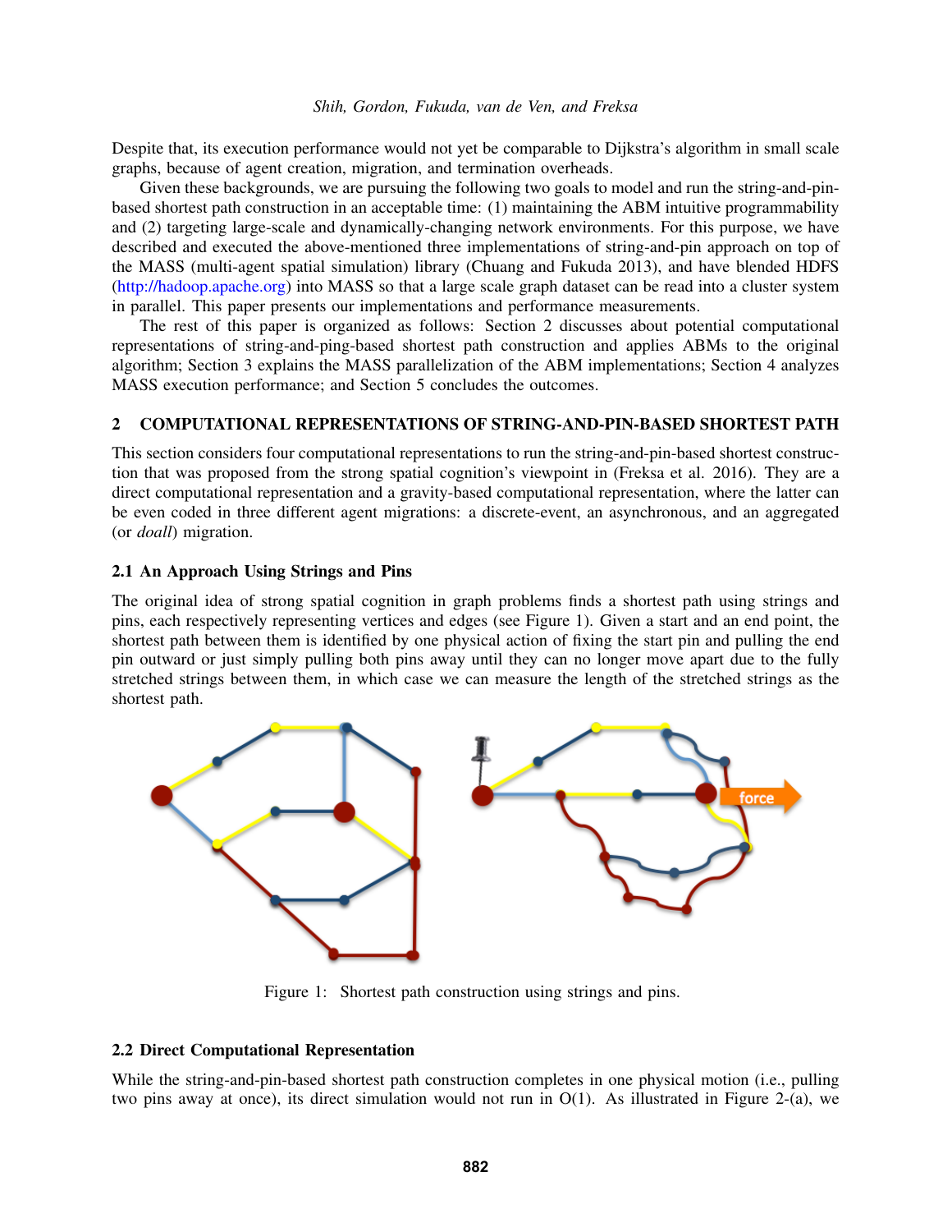Despite that, its execution performance would not yet be comparable to Dijkstra's algorithm in small scale graphs, because of agent creation, migration, and termination overheads.

Given these backgrounds, we are pursuing the following two goals to model and run the string-and-pin-based shortest path construction in an acceptable time: (1) maintaining the ABM intuitive programmability and (2) targeting large-scale and dynamically-changing network environments. For this purpose, we have described and executed the above-mentioned three implementations of string-and-pin approach on top of the MASS (multi-agent spatial simulation) library (Chuang and Fukuda 2013), and have blended HDFS (http://hadoop.apache.org) into MASS so that a large scale graph dataset can be read into a cluster system in parallel. This paper presents our implementations and performance measurements.

The rest of this paper is organized as follows: Section 2 discusses about potential computational representations of string-and-ping-based shortest path construction and applies ABMs to the original algorithm; Section 3 explains the MASS parallelization of the ABM implementations; Section 4 analyzes MASS execution performance; and Section 5 concludes the outcomes.

## 2 COMPUTATIONAL REPRESENTATIONS OF STRING-AND-PIN-BASED SHORTEST PATH

This section considers four computational representations to run the string-and-pin-based shortest construction that was proposed from the strong spatial cognition's viewpoint in (Freksa et al. 2016). They are a direct computational representation and a gravity-based computational representation, where the latter can be even coded in three different agent migrations: a discrete-event, an asynchronous, and an aggregated (or *doall*) migration.

### 2.1 An Approach Using Strings and Pins

The original idea of strong spatial cognition in graph problems finds a shortest path using strings and pins, each respectively representing vertices and edges (see Figure 1). Given a start and an end point, the shortest path between them is identified by one physical action of fixing the start pin and pulling the end pin outward or just simply pulling both pins away until they can no longer move apart due to the fully stretched strings between them, in which case we can measure the length of the stretched strings as the shortest path.

force

Figure 1: Shortest path construction using strings and pins.

### 2.2 Direct Computational Representation

While the string-and-pin-based shortest path construction completes in one physical motion (i.e., pulling two pins away at once), its direct simulation would not run in O(1). As illustrated in Figure 2-(a), we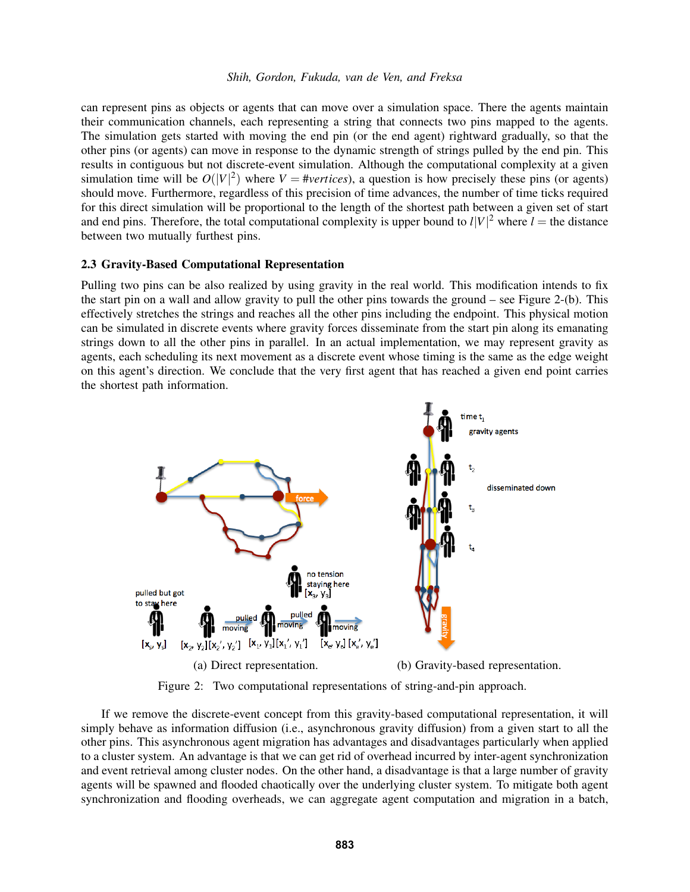can represent pins as objects or agents that can move over a simulation space. There the agents maintain their communication channels, each representing a string that connects two pins mapped to the agents. The simulation gets started with moving the end pin (or the end agent) rightward gradually, so that the other pins (or agents) can move in response to the dynamic strength of strings pulled by the end pin. This results in contiguous but not discrete-event simulation. Although the computational complexity at a given simulation time will be $O(|V|^2)$ where $V = \#vertices$), a question is how precisely these pins (or agents) should move. Furthermore, regardless of this precision of time advances, the number of time ticks required for this direct simulation will be proportional to the length of the shortest path between a given set of start and end pins. Therefore, the total computational complexity is upper bound to $l|V|^2$ where $l =$ the distance between two mutually furthest pins.

### 2.3 Gravity-Based Computational Representation

Pulling two pins can be also realized by using gravity in the real world. This modification intends to fix the start pin on a wall and allow gravity to pull the other pins towards the ground – see Figure 2-(b). This effectively stretches the strings and reaches all the other pins including the endpoint. This physical motion can be simulated in discrete events where gravity forces disseminate from the start pin along its emanating strings down to all the other pins in parallel. In an actual implementation, we may represent gravity as agents, each scheduling its next movement as a discrete event whose timing is the same as the edge weight on this agent's direction. We conclude that the very first agent that has reached a given end point carries the shortest path information.

force

no tension
staying here
$[x_3, y_3]$

pulled but got
to stay here

pulled
moving

pulled
moving

moving

$[x_s, y_s]$ $[x_2, y_2][x_2', y_2']$ $[x_1, y_1][x_1', y_1']$ $[x_e, y_e]$ $[x_e', y_e']$

(a) Direct representation.

time $t_1$

gravity agents

$t_2$

disseminated down

$t_3$

$t_4$

gravity

(b) Gravity-based representation.

Figure 2: Two computational representations of string-and-pin approach.

If we remove the discrete-event concept from this gravity-based computational representation, it will simply behave as information diffusion (i.e., asynchronous gravity diffusion) from a given start to all the other pins. This asynchronous agent migration has advantages and disadvantages particularly when applied to a cluster system. An advantage is that we can get rid of overhead incurred by inter-agent synchronization and event retrieval among cluster nodes. On the other hand, a disadvantage is that a large number of gravity agents will be spawned and flooded chaotically over the underlying cluster system. To mitigate both agent synchronization and flooding overheads, we can aggregate agent computation and migration in a batch,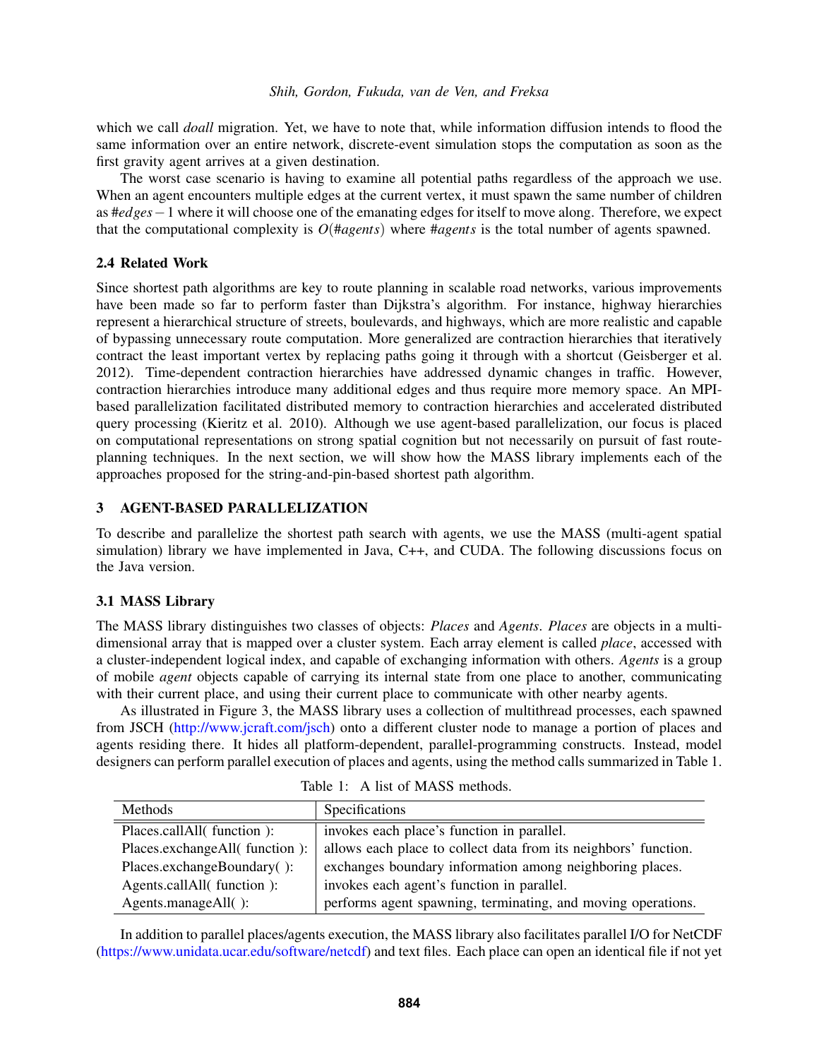which we call *doall* migration. Yet, we have to note that, while information diffusion intends to flood the same information over an entire network, discrete-event simulation stops the computation as soon as the first gravity agent arrives at a given destination.

The worst case scenario is having to examine all potential paths regardless of the approach we use. When an agent encounters multiple edges at the current vertex, it must spawn the same number of children as $\#edges - 1$ where it will choose one of the emanating edges for itself to move along. Therefore, we expect that the computational complexity is $O(\#agents)$ where $\#agents$ is the total number of agents spawned.

### 2.4 Related Work

Since shortest path algorithms are key to route planning in scalable road networks, various improvements have been made so far to perform faster than Dijkstra's algorithm. For instance, highway hierarchies represent a hierarchical structure of streets, boulevards, and highways, which are more realistic and capable of bypassing unnecessary route computation. More generalized are contraction hierarchies that iteratively contract the least important vertex by replacing paths going it through with a shortcut (Geisberger et al. 2012). Time-dependent contraction hierarchies have addressed dynamic changes in traffic. However, contraction hierarchies introduce many additional edges and thus require more memory space. An MPI-based parallelization facilitated distributed memory to contraction hierarchies and accelerated distributed query processing (Kieritz et al. 2010). Although we use agent-based parallelization, our focus is placed on computational representations on strong spatial cognition but not necessarily on pursuit of fast route-planning techniques. In the next section, we will show how the MASS library implements each of the approaches proposed for the string-and-pin-based shortest path algorithm.

## 3 AGENT-BASED PARALLELIZATION

To describe and parallelize the shortest path search with agents, we use the MASS (multi-agent spatial simulation) library we have implemented in Java, C++, and CUDA. The following discussions focus on the Java version.

### 3.1 MASS Library

The MASS library distinguishes two classes of objects: *Places* and *Agents*. *Places* are objects in a multi-dimensional array that is mapped over a cluster system. Each array element is called *place*, accessed with a cluster-independent logical index, and capable of exchanging information with others. *Agents* is a group of mobile *agent* objects capable of carrying its internal state from one place to another, communicating with their current place, and using their current place to communicate with other nearby agents.

As illustrated in Figure 3, the MASS library uses a collection of multithread processes, each spawned from JSCH (http://www.jcraft.com/jsch) onto a different cluster node to manage a portion of places and agents residing there. It hides all platform-dependent, parallel-programming constructs. Instead, model designers can perform parallel execution of places and agents, using the method calls summarized in Table 1.

Table 1: A list of MASS methods.

| Methods | Specifications |
|---|---|
| Places.callAll( function ): | invokes each place's function in parallel. |
| Places.exchangeAll( function ): | allows each place to collect data from its neighbors' function. |
| Places.exchangeBoundary( ): | exchanges boundary information among neighboring places. |
| Agents.callAll( function ): | invokes each agent's function in parallel. |
| Agents.manageAll( ): | performs agent spawning, terminating, and moving operations. |

In addition to parallel places/agents execution, the MASS library also facilitates parallel I/O for NetCDF (https://www.unidata.ucar.edu/software/netcdf) and text files. Each place can open an identical file if not yet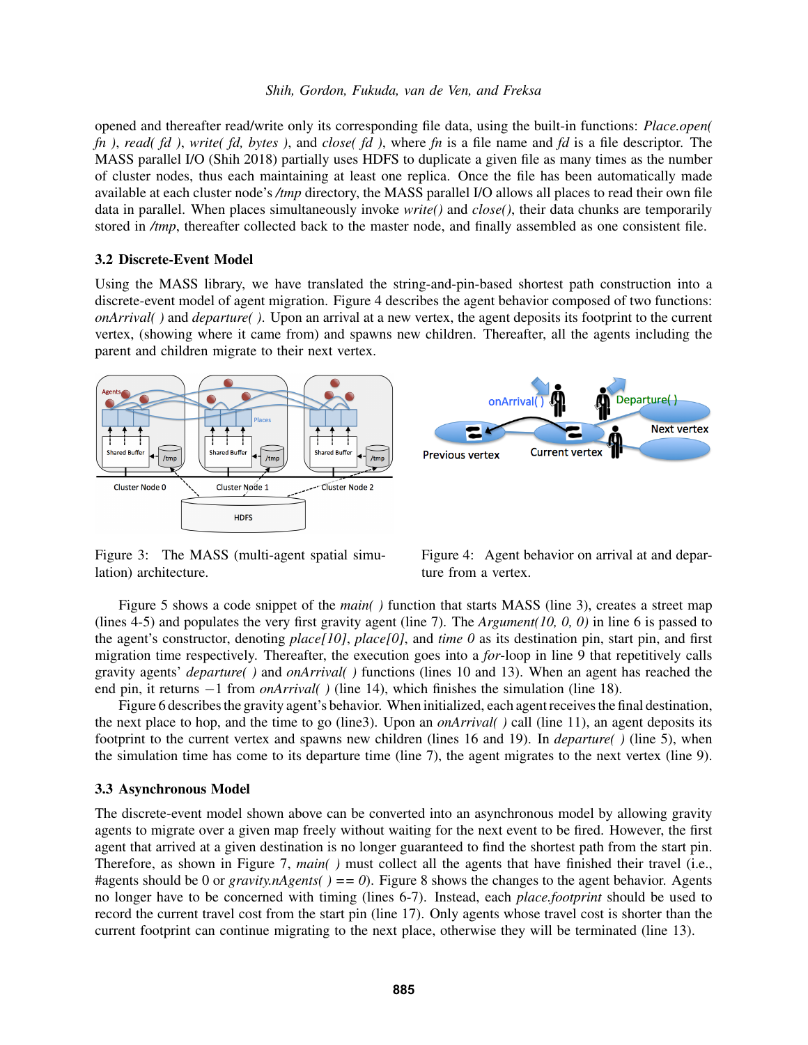opened and thereafter read/write only its corresponding file data, using the built-in functions: *Place.open( fn )*, *read( fd )*, *write( fd, bytes )*, and *close( fd )*, where *fn* is a file name and *fd* is a file descriptor. The MASS parallel I/O (Shih 2018) partially uses HDFS to duplicate a given file as many times as the number of cluster nodes, thus each maintaining at least one replica. Once the file has been automatically made available at each cluster node's */tmp* directory, the MASS parallel I/O allows all places to read their own file data in parallel. When places simultaneously invoke *write()* and *close()*, their data chunks are temporarily stored in */tmp*, thereafter collected back to the master node, and finally assembled as one consistent file.

### 3.2 Discrete-Event Model

Using the MASS library, we have translated the string-and-pin-based shortest path construction into a discrete-event model of agent migration. Figure 4 describes the agent behavior composed of two functions: *onArrival( )* and *departure( )*. Upon an arrival at a new vertex, the agent deposits its footprint to the current vertex, (showing where it came from) and spawns new children. Thereafter, all the agents including the parent and children migrate to their next vertex.

Agents

Places

Shared Buffer

/tmp

Cluster Node 0

Cluster Node 1

Cluster Node 2

HDFS

Figure 3: The MASS (multi-agent spatial simulation) architecture.

onArrival( )

Departure( )

Next vertex

Previous vertex

Current vertex

Figure 4: Agent behavior on arrival at and departure from a vertex.

Figure 5 shows a code snippet of the *main( )* function that starts MASS (line 3), creates a street map (lines 4-5) and populates the very first gravity agent (line 7). The *Argument(10, 0, 0)* in line 6 is passed to the agent's constructor, denoting *place[10]*, *place[0]*, and *time 0* as its destination pin, start pin, and first migration time respectively. Thereafter, the execution goes into a *for*-loop in line 9 that repetitively calls gravity agents' *departure( )* and *onArrival( )* functions (lines 10 and 13). When an agent has reached the end pin, it returns $-1$ from *onArrival( )* (line 14), which finishes the simulation (line 18).

Figure 6 describes the gravity agent's behavior. When initialized, each agent receives the final destination, the next place to hop, and the time to go (line3). Upon an *onArrival( )* call (line 11), an agent deposits its footprint to the current vertex and spawns new children (lines 16 and 19). In *departure( )* (line 5), when the simulation time has come to its departure time (line 7), the agent migrates to the next vertex (line 9).

### 3.3 Asynchronous Model

The discrete-event model shown above can be converted into an asynchronous model by allowing gravity agents to migrate over a given map freely without waiting for the next event to be fired. However, the first agent that arrived at a given destination is no longer guaranteed to find the shortest path from the start pin. Therefore, as shown in Figure 7, *main( )* must collect all the agents that have finished their travel (i.e., #agents should be 0 or *gravity.nAgents( ) == 0*). Figure 8 shows the changes to the agent behavior. Agents no longer have to be concerned with timing (lines 6-7). Instead, each *place.footprint* should be used to record the current travel cost from the start pin (line 17). Only agents whose travel cost is shorter than the current footprint can continue migrating to the next place, otherwise they will be terminated (line 13).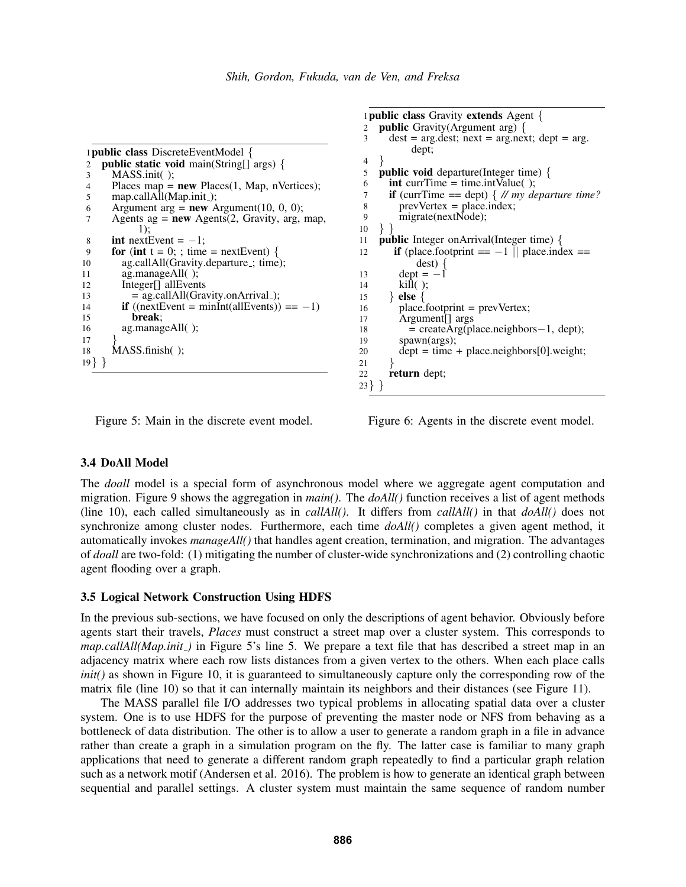```java
1 public class DiscreteEventModel {
2   public static void main(String[] args) {
3     MASS.init( );
4     Places map = new Places(1, Map, nVertices);
5     map.callAll(Map.init_);
6     Argument arg = new Argument(10, 0, 0);
7     Agents ag = new Agents(2, Gravity, arg, map,
          1);
8     int nextEvent = −1;
9     for (int t = 0; ; time = nextEvent) {
10      ag.callAll(Gravity.departure_; time);
11      ag.manageAll( );
12      Integer[] allEvents
13        = ag.callAll(Gravity.onArrival_);
14      if ((nextEvent = minInt(allEvents)) == −1)
15        break;
16      ag.manageAll( );
17    }
18    MASS.finish( );
19 } }
```

Figure 5: Main in the discrete event model.

```java
1 public class Gravity extends Agent {
2   public Gravity(Argument arg) {
3     dest = arg.dest; next = arg.next; dept = arg.
          dept;
4   }
5   public void departure(Integer time) {
6     int currTime = time.intValue( );
7     if (currTime == dept) { // my departure time?
8       prevVertex = place.index;
9       migrate(nextNode);
10 } }
11  public Integer onArrival(Integer time) {
12     if (place.footprint == −1 || place.index ==
          dest) {
13      dept = −1
14      kill( );
15    } else {
16      place.footprint = prevVertex;
17      Argument[] args
18        = createArg(place.neighbors−1, dept);
19      spawn(args);
20      dept = time + place.neighbors[0].weight;
21    }
22    return dept;
23 } }
```

Figure 6: Agents in the discrete event model.

### 3.4 DoAll Model

The *doall* model is a special form of asynchronous model where we aggregate agent computation and migration. Figure 9 shows the aggregation in *main()*. The *doAll()* function receives a list of agent methods (line 10), each called simultaneously as in *callAll()*. It differs from *callAll()* in that *doAll()* does not synchronize among cluster nodes. Furthermore, each time *doAll()* completes a given agent method, it automatically invokes *manageAll()* that handles agent creation, termination, and migration. The advantages of *doall* are two-fold: (1) mitigating the number of cluster-wide synchronizations and (2) controlling chaotic agent flooding over a graph.

### 3.5 Logical Network Construction Using HDFS

In the previous sub-sections, we have focused on only the descriptions of agent behavior. Obviously before agents start their travels, *Places* must construct a street map over a cluster system. This corresponds to *map.callAll(Map.init_)* in Figure 5's line 5. We prepare a text file that has described a street map in an adjacency matrix where each row lists distances from a given vertex to the others. When each place calls *init()* as shown in Figure 10, it is guaranteed to simultaneously capture only the corresponding row of the matrix file (line 10) so that it can internally maintain its neighbors and their distances (see Figure 11).

The MASS parallel file I/O addresses two typical problems in allocating spatial data over a cluster system. One is to use HDFS for the purpose of preventing the master node or NFS from behaving as a bottleneck of data distribution. The other is to allow a user to generate a random graph in a file in advance rather than create a graph in a simulation program on the fly. The latter case is familiar to many graph applications that need to generate a different random graph repeatedly to find a particular graph relation such as a network motif (Andersen et al. 2016). The problem is how to generate an identical graph between sequential and parallel settings. A cluster system must maintain the same sequence of random number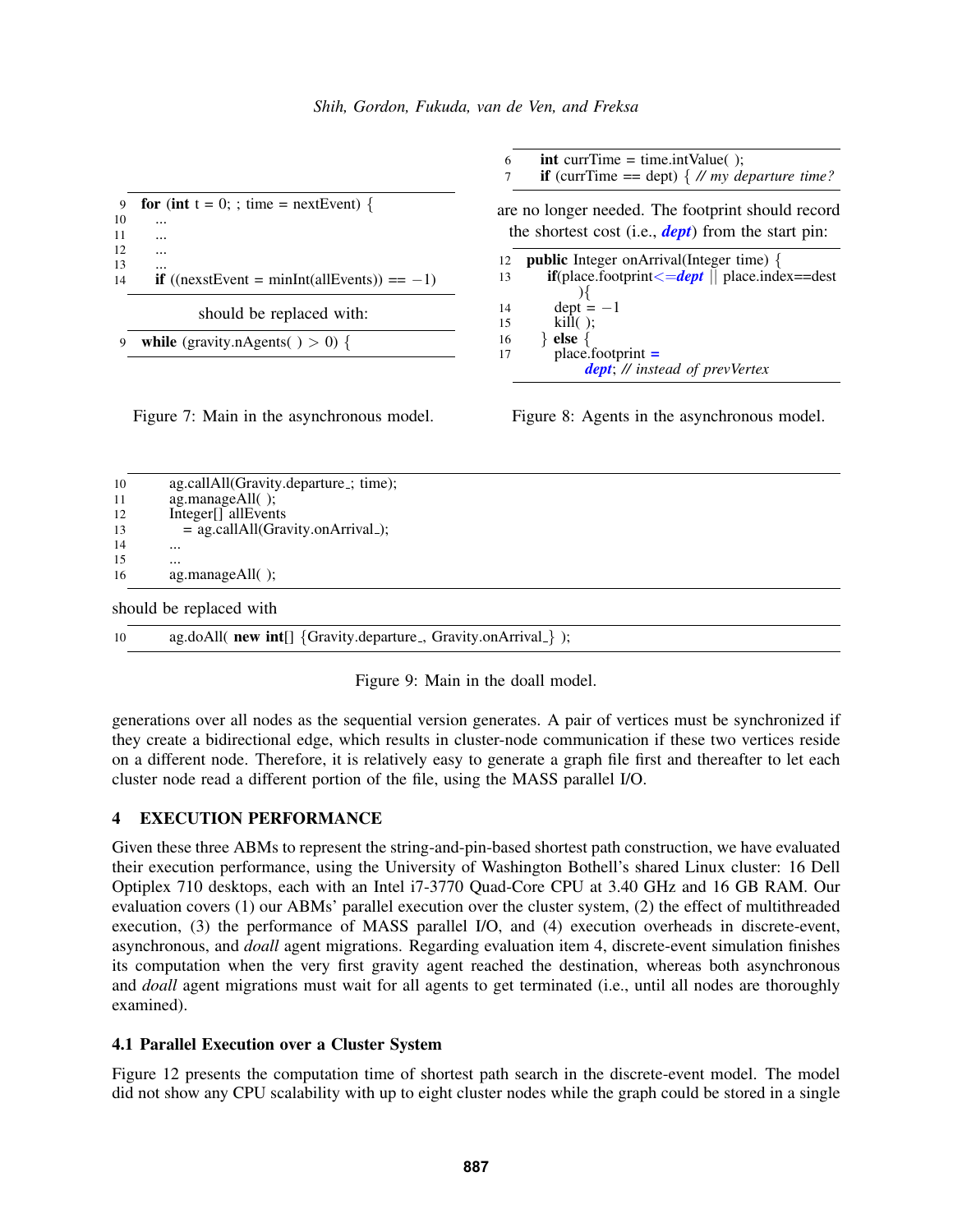```
9   for (int t = 0; ; time = nextEvent) {
10      ...
11      ...
12      ...
13      ...
14      if ((nexstEvent = minInt(allEvents)) == -1)
```

should be replaced with:

```
9   while (gravity.nAgents( ) > 0) {
```

Figure 7: Main in the asynchronous model.

```
6       int currTime = time.intValue( );
7       if (currTime == dept) { // my departure time?
```

are no longer needed. The footprint should record the shortest cost (i.e., ***dept***) from the start pin:

```
12  public Integer onArrival(Integer time) {
13      if(place.footprint<=dept || place.index==dest
            ){
14        dept = -1
15        kill( );
16      } else {
17        place.footprint =
              dept; // instead of prevVertex
```

Figure 8: Agents in the asynchronous model.

```
10        ag.callAll(Gravity.departure_; time);
11        ag.manageAll( );
12        Integer[] allEvents
13          = ag.callAll(Gravity.onArrival_);
14        ...
15        ...
16        ag.manageAll( );
```

should be replaced with

```
10        ag.doAll( new int[] {Gravity.departure_, Gravity.onArrival_} );
```

Figure 9: Main in the doall model.

generations over all nodes as the sequential version generates. A pair of vertices must be synchronized if they create a bidirectional edge, which results in cluster-node communication if these two vertices reside on a different node. Therefore, it is relatively easy to generate a graph file first and thereafter to let each cluster node read a different portion of the file, using the MASS parallel I/O.

## 4 EXECUTION PERFORMANCE

Given these three ABMs to represent the string-and-pin-based shortest path construction, we have evaluated their execution performance, using the University of Washington Bothell's shared Linux cluster: 16 Dell Optiplex 710 desktops, each with an Intel i7-3770 Quad-Core CPU at 3.40 GHz and 16 GB RAM. Our evaluation covers (1) our ABMs' parallel execution over the cluster system, (2) the effect of multithreaded execution, (3) the performance of MASS parallel I/O, and (4) execution overheads in discrete-event, asynchronous, and *doall* agent migrations. Regarding evaluation item 4, discrete-event simulation finishes its computation when the very first gravity agent reached the destination, whereas both asynchronous and *doall* agent migrations must wait for all agents to get terminated (i.e., until all nodes are thoroughly examined).

### 4.1 Parallel Execution over a Cluster System

Figure 12 presents the computation time of shortest path search in the discrete-event model. The model did not show any CPU scalability with up to eight cluster nodes while the graph could be stored in a single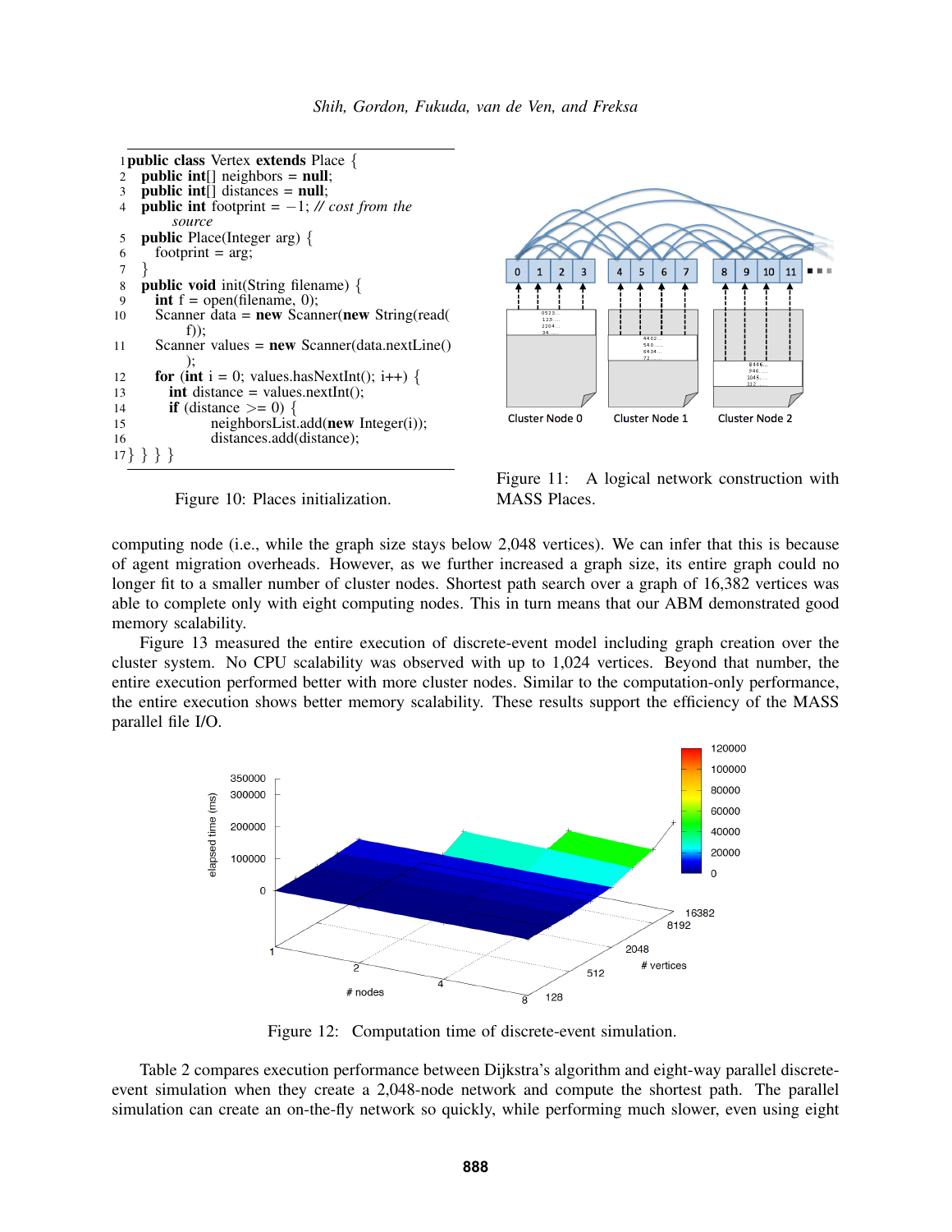```
1 public class Vertex extends Place {
2   public int[] neighbors = null;
3   public int[] distances = null;
4   public int footprint = −1; // cost from the
      source
5   public Place(Integer arg) {
6     footprint = arg;
7   }
8   public void init(String filename) {
9     int f = open(filename, 0);
10    Scanner data = new Scanner(new String(read(
        f));
11    Scanner values = new Scanner(data.nextLine()
        );
12    for (int i = 0; values.hasNextInt(); i++) {
13      int distance = values.nextInt();
14      if (distance >= 0) {
15              neighborsList.add(new Integer(i));
16              distances.add(distance);
17} } } }
```

Figure 10: Places initialization.

0 1 2 3 4 5 6 7 8 9 10 11

Cluster Node 0 Cluster Node 1 Cluster Node 2

Figure 11: A logical network construction with MASS Places.

computing node (i.e., while the graph size stays below 2,048 vertices). We can infer that this is because of agent migration overheads. However, as we further increased a graph size, its entire graph could no longer fit to a smaller number of cluster nodes. Shortest path search over a graph of 16,382 vertices was able to complete only with eight computing nodes. This in turn means that our ABM demonstrated good memory scalability.

Figure 13 measured the entire execution of discrete-event model including graph creation over the cluster system. No CPU scalability was observed with up to 1,024 vertices. Beyond that number, the entire execution performed better with more cluster nodes. Similar to the computation-only performance, the entire execution shows better memory scalability. These results support the efficiency of the MASS parallel file I/O.

elapsed time (ms)
350000
300000
200000
100000
0
\# nodes
1 2 4 8
\# vertices
128 512 2048 8192 16382
120000
100000
80000
60000
40000
20000
0

Figure 12: Computation time of discrete-event simulation.

Table 2 compares execution performance between Dijkstra's algorithm and eight-way parallel discrete-event simulation when they create a 2,048-node network and compute the shortest path. The parallel simulation can create an on-the-fly network so quickly, while performing much slower, even using eight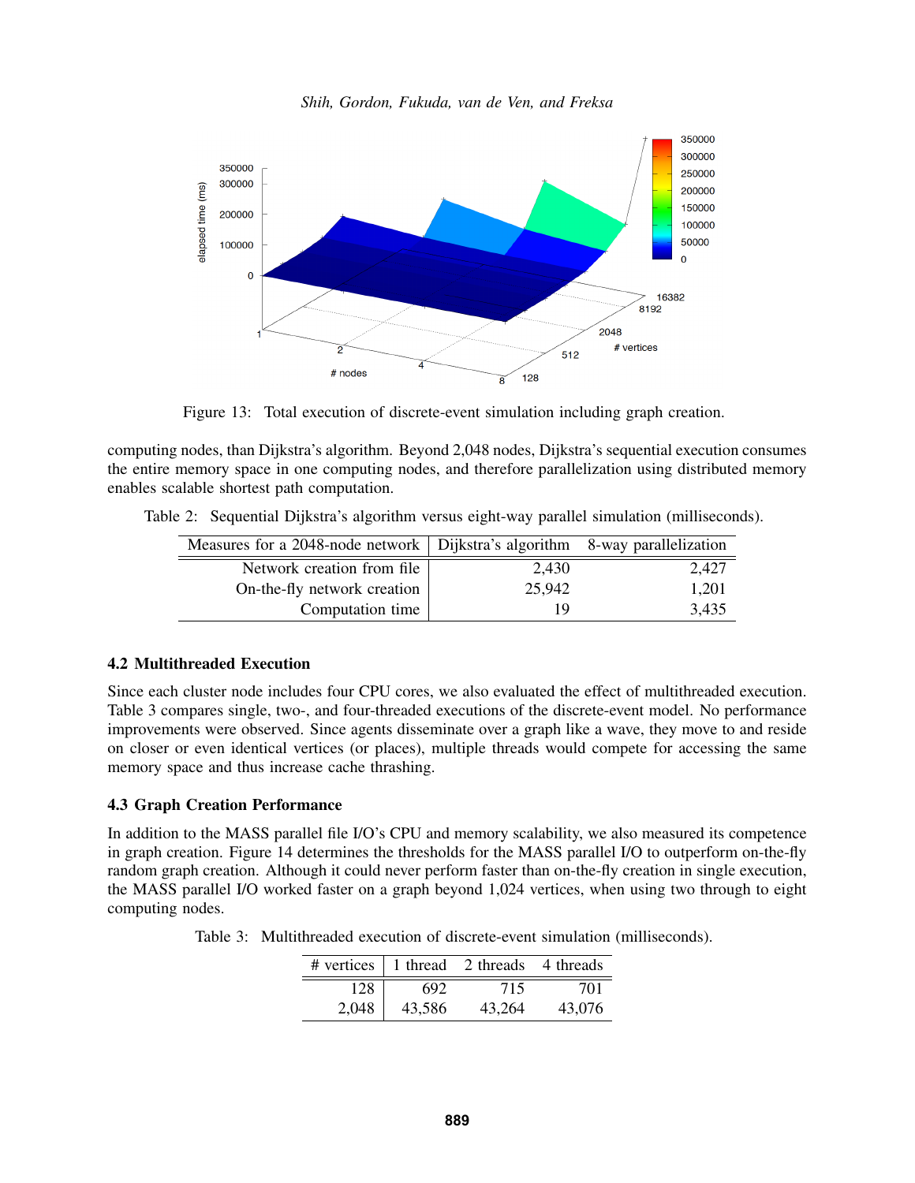Figure 13: Total execution of discrete-event simulation including graph creation.

computing nodes, than Dijkstra's algorithm. Beyond 2,048 nodes, Dijkstra's sequential execution consumes the entire memory space in one computing nodes, and therefore parallelization using distributed memory enables scalable shortest path computation.

Table 2: Sequential Dijkstra's algorithm versus eight-way parallel simulation (milliseconds).

| Measures for a 2048-node network | Dijkstra's algorithm | 8-way parallelization |
|---:|---:|---:|
| Network creation from file | 2,430 | 2,427 |
| On-the-fly network creation | 25,942 | 1,201 |
| Computation time | 19 | 3,435 |

### 4.2 Multithreaded Execution

Since each cluster node includes four CPU cores, we also evaluated the effect of multithreaded execution. Table 3 compares single, two-, and four-threaded executions of the discrete-event model. No performance improvements were observed. Since agents disseminate over a graph like a wave, they move to and reside on closer or even identical vertices (or places), multiple threads would compete for accessing the same memory space and thus increase cache thrashing.

### 4.3 Graph Creation Performance

In addition to the MASS parallel file I/O's CPU and memory scalability, we also measured its competence in graph creation. Figure 14 determines the thresholds for the MASS parallel I/O to outperform on-the-fly random graph creation. Although it could never perform faster than on-the-fly creation in single execution, the MASS parallel I/O worked faster on a graph beyond 1,024 vertices, when using two through to eight computing nodes.

Table 3: Multithreaded execution of discrete-event simulation (milliseconds).

| # vertices | 1 thread | 2 threads | 4 threads |
|---:|---:|---:|---:|
| 128 | 692 | 715 | 701 |
| 2,048 | 43,586 | 43,264 | 43,076 |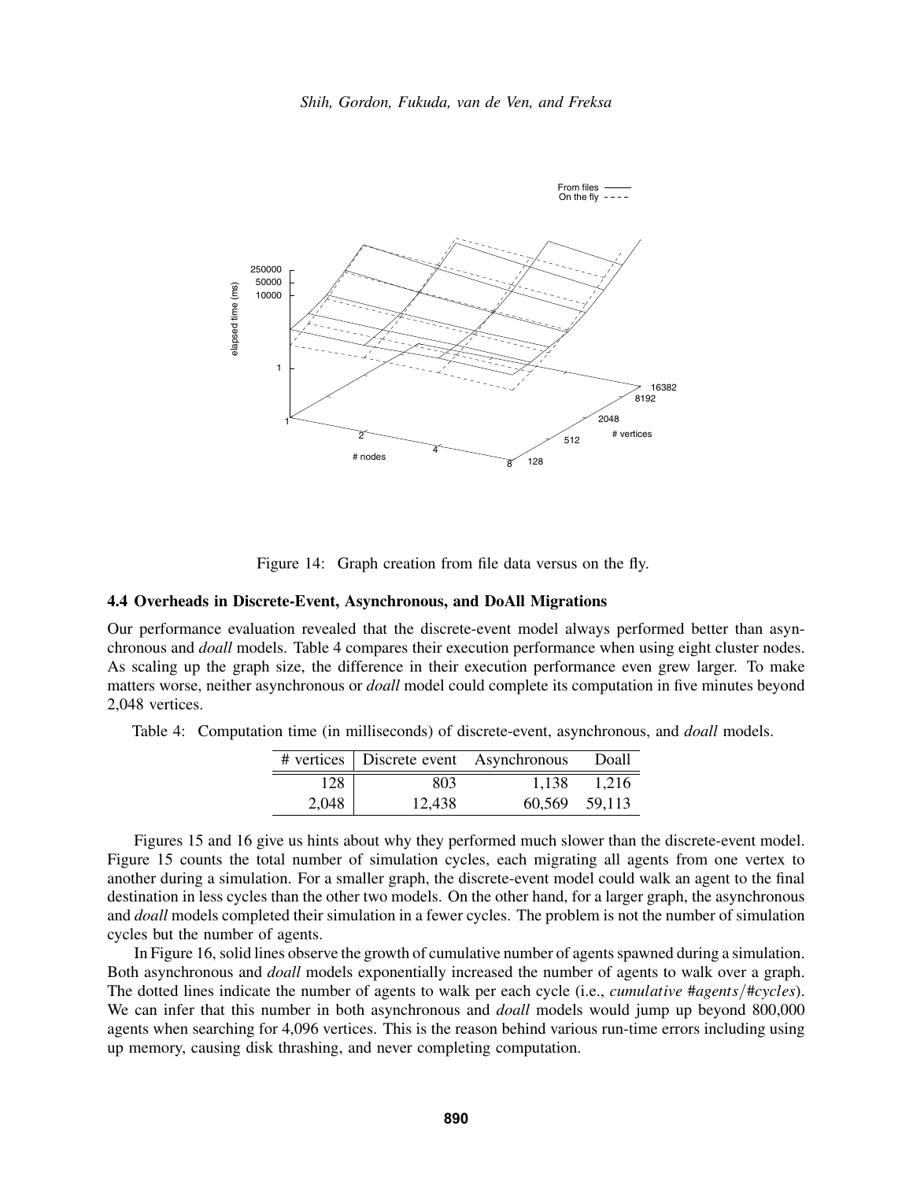From files
On the fly

250000
50000
10000
elapsed time (ms)
1
1
2
4
8
# nodes
128
512
2048
8192
16382
# vertices

Figure 14: Graph creation from file data versus on the fly.

### 4.4 Overheads in Discrete-Event, Asynchronous, and DoAll Migrations

Our performance evaluation revealed that the discrete-event model always performed better than asynchronous and *doall* models. Table 4 compares their execution performance when using eight cluster nodes. As scaling up the graph size, the difference in their execution performance even grew larger. To make matters worse, neither asynchronous or *doall* model could complete its computation in five minutes beyond 2,048 vertices.

Table 4: Computation time (in milliseconds) of discrete-event, asynchronous, and *doall* models.

| # vertices | Discrete event | Asynchronous | Doall |
|---|---|---|---|
| 128 | 803 | 1,138 | 1,216 |
| 2,048 | 12,438 | 60,569 | 59,113 |

Figures 15 and 16 give us hints about why they performed much slower than the discrete-event model. Figure 15 counts the total number of simulation cycles, each migrating all agents from one vertex to another during a simulation. For a smaller graph, the discrete-event model could walk an agent to the final destination in less cycles than the other two models. On the other hand, for a larger graph, the asynchronous and *doall* models completed their simulation in a fewer cycles. The problem is not the number of simulation cycles but the number of agents.

In Figure 16, solid lines observe the growth of cumulative number of agents spawned during a simulation. Both asynchronous and *doall* models exponentially increased the number of agents to walk over a graph. The dotted lines indicate the number of agents to walk per each cycle (i.e., $cumulative\ \#agents/\#cycles$). We can infer that this number in both asynchronous and *doall* models would jump up beyond 800,000 agents when searching for 4,096 vertices. This is the reason behind various run-time errors including using up memory, causing disk thrashing, and never completing computation.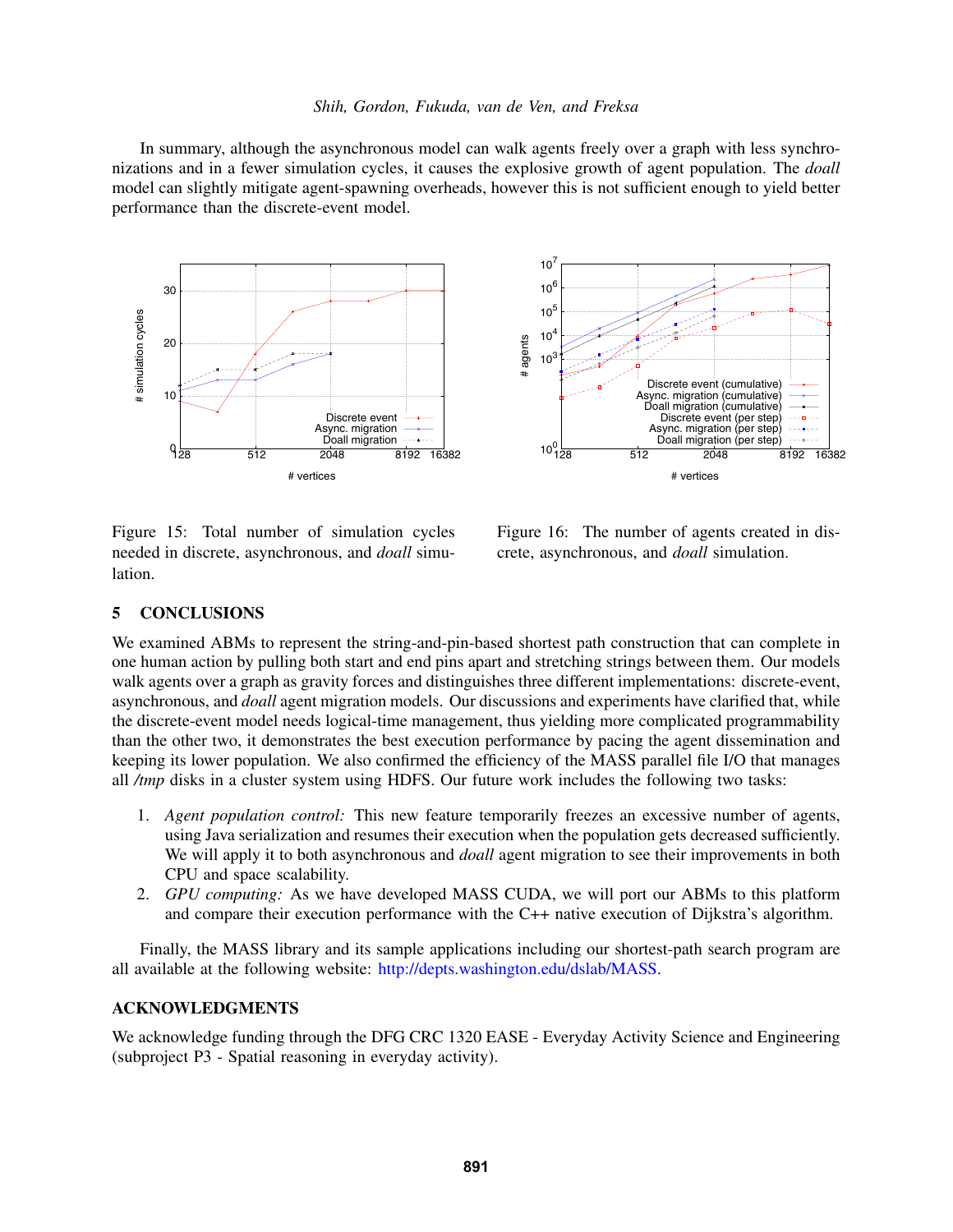In summary, although the asynchronous model can walk agents freely over a graph with less synchronizations and in a fewer simulation cycles, it causes the explosive growth of agent population. The *doall* model can slightly mitigate agent-spawning overheads, however this is not sufficient enough to yield better performance than the discrete-event model.

# simulation cycles
30
20
10
0
128
512
2048
8192
16382
# vertices
Discrete event
Async. migration
Doall migration

Figure 15: Total number of simulation cycles needed in discrete, asynchronous, and *doall* simulation.

# agents
$10^7$
$10^6$
$10^5$
$10^4$
$10^3$
$10^0$
128
512
2048
8192
16382
# vertices
Discrete event (cumulative)
Async. migration (cumulative)
Doall migration (cumulative)
Discrete event (per step)
Async. migration (per step)
Doall migration (per step)

Figure 16: The number of agents created in discrete, asynchronous, and *doall* simulation.

## 5 CONCLUSIONS

We examined ABMs to represent the string-and-pin-based shortest path construction that can complete in one human action by pulling both start and end pins apart and stretching strings between them. Our models walk agents over a graph as gravity forces and distinguishes three different implementations: discrete-event, asynchronous, and *doall* agent migration models. Our discussions and experiments have clarified that, while the discrete-event model needs logical-time management, thus yielding more complicated programmability than the other two, it demonstrates the best execution performance by pacing the agent dissemination and keeping its lower population. We also confirmed the efficiency of the MASS parallel file I/O that manages all */tmp* disks in a cluster system using HDFS. Our future work includes the following two tasks:

1. *Agent population control:* This new feature temporarily freezes an excessive number of agents, using Java serialization and resumes their execution when the population gets decreased sufficiently. We will apply it to both asynchronous and *doall* agent migration to see their improvements in both CPU and space scalability.
2. *GPU computing:* As we have developed MASS CUDA, we will port our ABMs to this platform and compare their execution performance with the C++ native execution of Dijkstra's algorithm.

Finally, the MASS library and its sample applications including our shortest-path search program are all available at the following website: http://depts.washington.edu/dslab/MASS.

## ACKNOWLEDGMENTS

We acknowledge funding through the DFG CRC 1320 EASE - Everyday Activity Science and Engineering (subproject P3 - Spatial reasoning in everyday activity).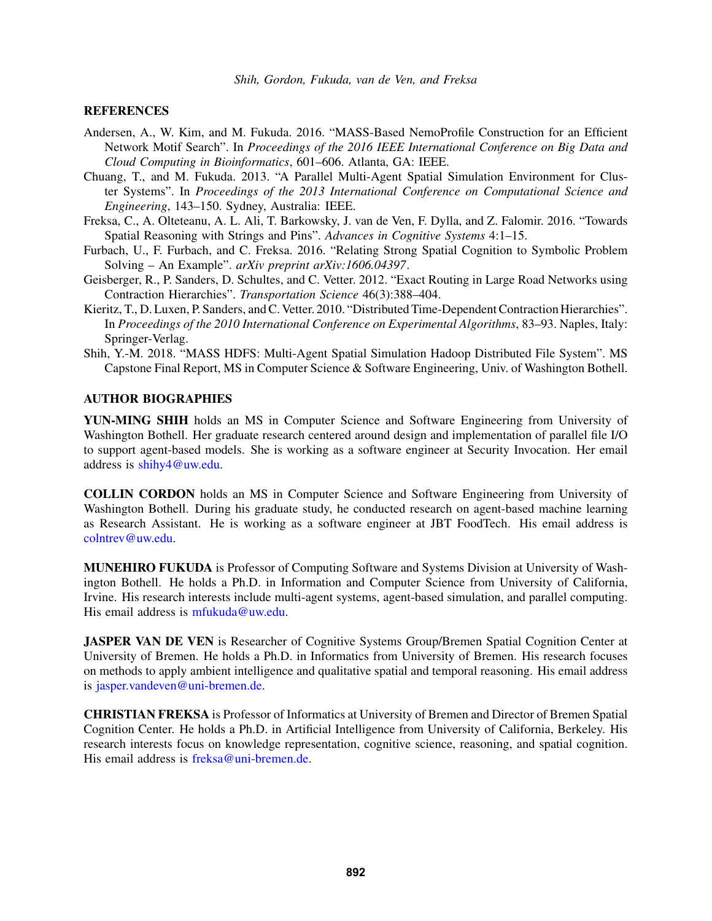## REFERENCES

Andersen, A., W. Kim, and M. Fukuda. 2016. "MASS-Based NemoProfile Construction for an Efficient Network Motif Search". In *Proceedings of the 2016 IEEE International Conference on Big Data and Cloud Computing in Bioinformatics*, 601–606. Atlanta, GA: IEEE.

Chuang, T., and M. Fukuda. 2013. "A Parallel Multi-Agent Spatial Simulation Environment for Cluster Systems". In *Proceedings of the 2013 International Conference on Computational Science and Engineering*, 143–150. Sydney, Australia: IEEE.

Freksa, C., A. Olteteanu, A. L. Ali, T. Barkowsky, J. van de Ven, F. Dylla, and Z. Falomir. 2016. "Towards Spatial Reasoning with Strings and Pins". *Advances in Cognitive Systems* 4:1–15.

Furbach, U., F. Furbach, and C. Freksa. 2016. "Relating Strong Spatial Cognition to Symbolic Problem Solving – An Example". *arXiv preprint arXiv:1606.04397*.

Geisberger, R., P. Sanders, D. Schultes, and C. Vetter. 2012. "Exact Routing in Large Road Networks using Contraction Hierarchies". *Transportation Science* 46(3):388–404.

Kieritz, T., D. Luxen, P. Sanders, and C. Vetter. 2010. "Distributed Time-Dependent Contraction Hierarchies". In *Proceedings of the 2010 International Conference on Experimental Algorithms*, 83–93. Naples, Italy: Springer-Verlag.

Shih, Y.-M. 2018. "MASS HDFS: Multi-Agent Spatial Simulation Hadoop Distributed File System". MS Capstone Final Report, MS in Computer Science & Software Engineering, Univ. of Washington Bothell.

## AUTHOR BIOGRAPHIES

**YUN-MING SHIH** holds an MS in Computer Science and Software Engineering from University of Washington Bothell. Her graduate research centered around design and implementation of parallel file I/O to support agent-based models. She is working as a software engineer at Security Invocation. Her email address is shihy4@uw.edu.

**COLLIN CORDON** holds an MS in Computer Science and Software Engineering from University of Washington Bothell. During his graduate study, he conducted research on agent-based machine learning as Research Assistant. He is working as a software engineer at JBT FoodTech. His email address is colntrev@uw.edu.

**MUNEHIRO FUKUDA** is Professor of Computing Software and Systems Division at University of Washington Bothell. He holds a Ph.D. in Information and Computer Science from University of California, Irvine. His research interests include multi-agent systems, agent-based simulation, and parallel computing. His email address is mfukuda@uw.edu.

**JASPER VAN DE VEN** is Researcher of Cognitive Systems Group/Bremen Spatial Cognition Center at University of Bremen. He holds a Ph.D. in Informatics from University of Bremen. His research focuses on methods to apply ambient intelligence and qualitative spatial and temporal reasoning. His email address is jasper.vandeven@uni-bremen.de.

**CHRISTIAN FREKSA** is Professor of Informatics at University of Bremen and Director of Bremen Spatial Cognition Center. He holds a Ph.D. in Artificial Intelligence from University of California, Berkeley. His research interests focus on knowledge representation, cognitive science, reasoning, and spatial cognition. His email address is freksa@uni-bremen.de.